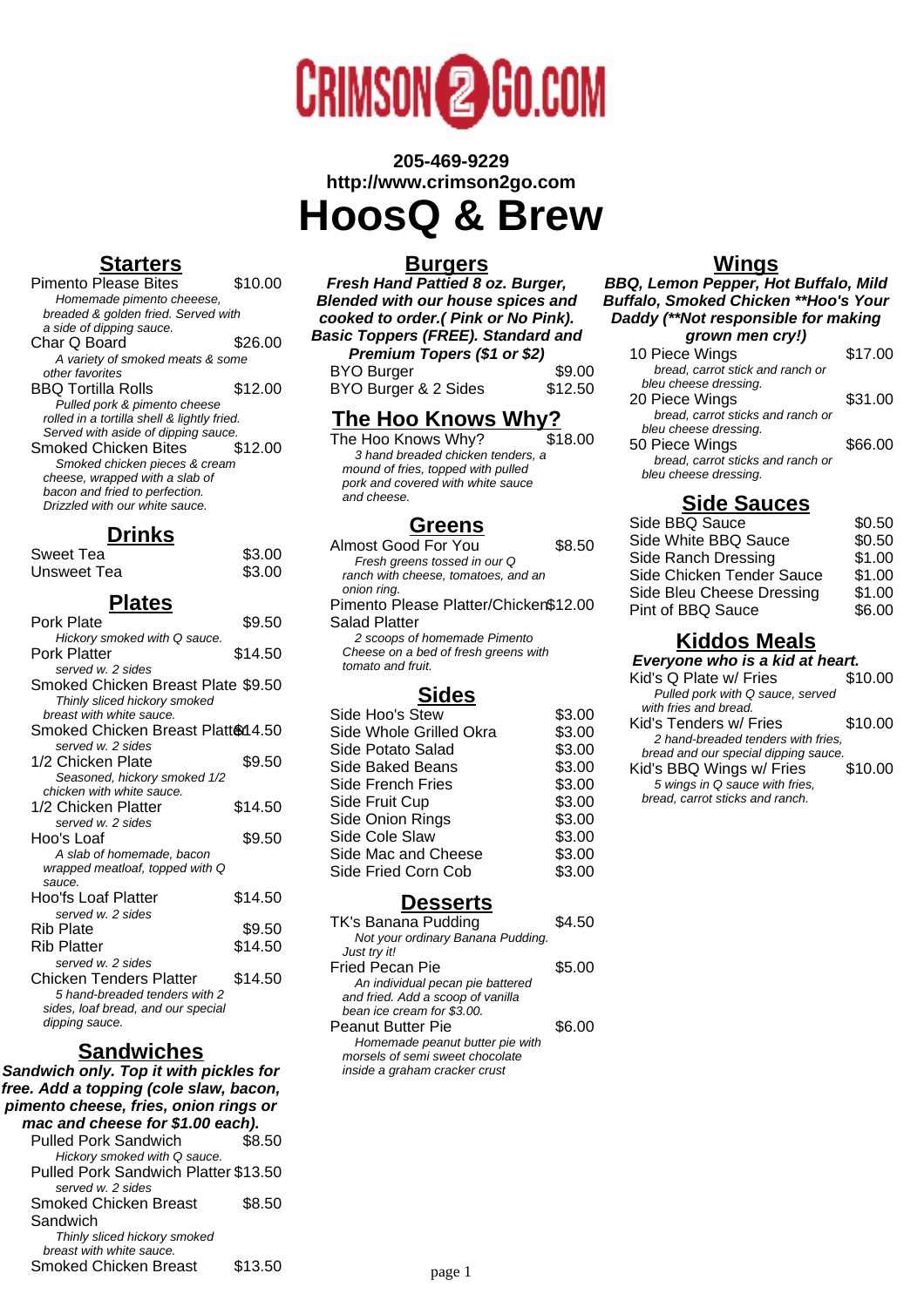CRIMSON2GO.COM

**205-469-9229**
**http://www.crimson2go.com**

# HoosQ & Brew

## Starters

| Item | Price |
|---|---|
| Pimento Please Bites<br>*Homemade pimento cheeese, breaded & golden fried. Served with a side of dipping sauce.* | $10.00 |
| Char Q Board<br>*A variety of smoked meats & some other favorites* | $26.00 |
| BBQ Tortilla Rolls<br>*Pulled pork & pimento cheese rolled in a tortilla shell & lightly fried. Served with aside of dipping sauce.* | $12.00 |
| Smoked Chicken Bites<br>*Smoked chicken pieces & cream cheese, wrapped with a slab of bacon and fried to perfection. Drizzled with our white sauce.* | $12.00 |

## Drinks

| Item | Price |
|---|---|
| Sweet Tea | $3.00 |
| Unsweet Tea | $3.00 |

## Plates

| Item | Price |
|---|---|
| Pork Plate<br>*Hickory smoked with Q sauce.* | $9.50 |
| Pork Platter<br>*served w. 2 sides* | $14.50 |
| Smoked Chicken Breast Plate<br>*Thinly sliced hickory smoked breast with white sauce.* | $9.50 |
| Smoked Chicken Breast Platter<br>*served w. 2 sides* | $14.50 |
| 1/2 Chicken Plate<br>*Seasoned, hickory smoked 1/2 chicken with white sauce.* | $9.50 |
| 1/2 Chicken Platter<br>*served w. 2 sides* | $14.50 |
| Hoo's Loaf<br>*A slab of homemade, bacon wrapped meatloaf, topped with Q sauce.* | $9.50 |
| Hoo'fs Loaf Platter<br>*served w. 2 sides* | $14.50 |
| Rib Plate | $9.50 |
| Rib Platter<br>*served w. 2 sides* | $14.50 |
| Chicken Tenders Platter<br>*5 hand-breaded tenders with 2 sides, loaf bread, and our special dipping sauce.* | $14.50 |

## Sandwiches

***Sandwich only. Top it with pickles for free. Add a topping (cole slaw, bacon, pimento cheese, fries, onion rings or mac and cheese for $1.00 each).***

| Item | Price |
|---|---|
| Pulled Pork Sandwich<br>*Hickory smoked with Q sauce.* | $8.50 |
| Pulled Pork Sandwich Platter<br>*served w. 2 sides* | $13.50 |
| Smoked Chicken Breast Sandwich<br>*Thinly sliced hickory smoked breast with white sauce.* | $8.50 |
| Smoked Chicken Breast | $13.50 |

## Burgers

***Fresh Hand Pattied 8 oz. Burger, Blended with our house spices and cooked to order.( Pink or No Pink). Basic Toppers (FREE). Standard and Premium Topers ($1 or $2)***

| Item | Price |
|---|---|
| BYO Burger | $9.00 |
| BYO Burger & 2 Sides | $12.50 |

## The Hoo Knows Why?

| Item | Price |
|---|---|
| The Hoo Knows Why?<br>*3 hand breaded chicken tenders, a mound of fries, topped with pulled pork and covered with white sauce and cheese.* | $18.00 |

## Greens

| Item | Price |
|---|---|
| Almost Good For You<br>*Fresh greens tossed in our Q ranch with cheese, tomatoes, and an onion ring.* | $8.50 |
| Pimento Please Platter/Chicken Salad Platter<br>*2 scoops of homemade Pimento Cheese on a bed of fresh greens with tomato and fruit.* | $12.00 |

## Sides

| Item | Price |
|---|---|
| Side Hoo's Stew | $3.00 |
| Side Whole Grilled Okra | $3.00 |
| Side Potato Salad | $3.00 |
| Side Baked Beans | $3.00 |
| Side French Fries | $3.00 |
| Side Fruit Cup | $3.00 |
| Side Onion Rings | $3.00 |
| Side Cole Slaw | $3.00 |
| Side Mac and Cheese | $3.00 |
| Side Fried Corn Cob | $3.00 |

## Desserts

| Item | Price |
|---|---|
| TK's Banana Pudding<br>*Not your ordinary Banana Pudding. Just try it!* | $4.50 |
| Fried Pecan Pie<br>*An individual pecan pie battered and fried. Add a scoop of vanilla bean ice cream for $3.00.* | $5.00 |
| Peanut Butter Pie<br>*Homemade peanut butter pie with morsels of semi sweet chocolate inside a graham cracker crust* | $6.00 |

## Wings

***BBQ, Lemon Pepper, Hot Buffalo, Mild Buffalo, Smoked Chicken **Hoo's Your Daddy (**Not responsible for making grown men cry!)***

| Item | Price |
|---|---|
| 10 Piece Wings<br>*bread, carrot stick and ranch or bleu cheese dressing.* | $17.00 |
| 20 Piece Wings<br>*bread, carrot sticks and ranch or bleu cheese dressing.* | $31.00 |
| 50 Piece Wings<br>*bread, carrot sticks and ranch or bleu cheese dressing.* | $66.00 |

## Side Sauces

| Item | Price |
|---|---|
| Side BBQ Sauce | $0.50 |
| Side White BBQ Sauce | $0.50 |
| Side Ranch Dressing | $1.00 |
| Side Chicken Tender Sauce | $1.00 |
| Side Bleu Cheese Dressing | $1.00 |
| Pint of BBQ Sauce | $6.00 |

## Kiddos Meals

***Everyone who is a kid at heart.***

| Item | Price |
|---|---|
| Kid's Q Plate w/ Fries<br>*Pulled pork with Q sauce, served with fries and bread.* | $10.00 |
| Kid's Tenders w/ Fries<br>*2 hand-breaded tenders with fries, bread and our special dipping sauce.* | $10.00 |
| Kid's BBQ Wings w/ Fries<br>*5 wings in Q sauce with fries, bread, carrot sticks and ranch.* | $10.00 |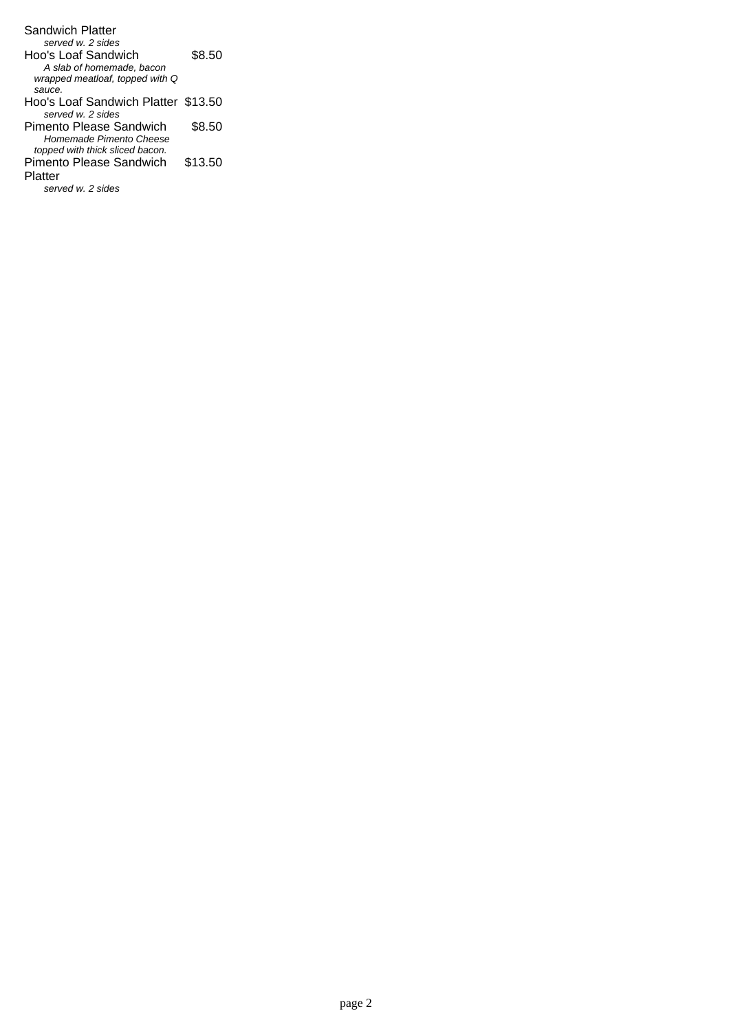Sandwich Platter
*served w. 2 sides*

Hoo's Loaf Sandwich $8.50
*A slab of homemade, bacon wrapped meatloaf, topped with Q sauce.*

Hoo's Loaf Sandwich Platter $13.50
*served w. 2 sides*

Pimento Please Sandwich $8.50
*Homemade Pimento Cheese topped with thick sliced bacon.*

Pimento Please Sandwich Platter $13.50
*served w. 2 sides*